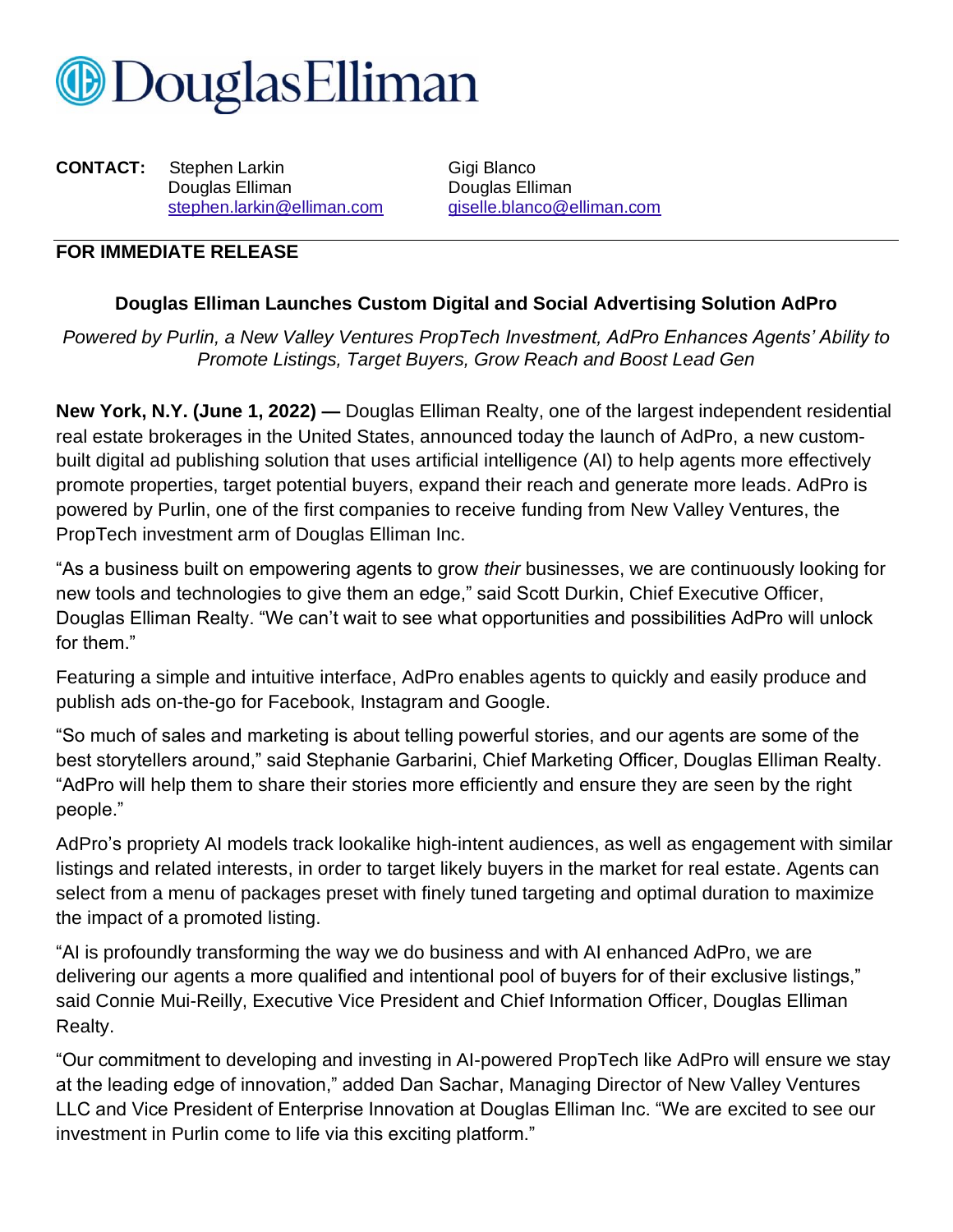# DouglasElliman

**CONTACT:** Stephen Larkin
Douglas Elliman
stephen.larkin@elliman.com

Gigi Blanco
Douglas Elliman
giselle.blanco@elliman.com

**FOR IMMEDIATE RELEASE**

## Douglas Elliman Launches Custom Digital and Social Advertising Solution AdPro

*Powered by Purlin, a New Valley Ventures PropTech Investment, AdPro Enhances Agents' Ability to Promote Listings, Target Buyers, Grow Reach and Boost Lead Gen*

**New York, N.Y. (June 1, 2022) —** Douglas Elliman Realty, one of the largest independent residential real estate brokerages in the United States, announced today the launch of AdPro, a new custom-built digital ad publishing solution that uses artificial intelligence (AI) to help agents more effectively promote properties, target potential buyers, expand their reach and generate more leads. AdPro is powered by Purlin, one of the first companies to receive funding from New Valley Ventures, the PropTech investment arm of Douglas Elliman Inc.

"As a business built on empowering agents to grow *their* businesses, we are continuously looking for new tools and technologies to give them an edge," said Scott Durkin, Chief Executive Officer, Douglas Elliman Realty. "We can't wait to see what opportunities and possibilities AdPro will unlock for them."

Featuring a simple and intuitive interface, AdPro enables agents to quickly and easily produce and publish ads on-the-go for Facebook, Instagram and Google.

"So much of sales and marketing is about telling powerful stories, and our agents are some of the best storytellers around," said Stephanie Garbarini, Chief Marketing Officer, Douglas Elliman Realty. "AdPro will help them to share their stories more efficiently and ensure they are seen by the right people."

AdPro's propriety AI models track lookalike high-intent audiences, as well as engagement with similar listings and related interests, in order to target likely buyers in the market for real estate. Agents can select from a menu of packages preset with finely tuned targeting and optimal duration to maximize the impact of a promoted listing.

"AI is profoundly transforming the way we do business and with AI enhanced AdPro, we are delivering our agents a more qualified and intentional pool of buyers for of their exclusive listings," said Connie Mui-Reilly, Executive Vice President and Chief Information Officer, Douglas Elliman Realty.

"Our commitment to developing and investing in AI-powered PropTech like AdPro will ensure we stay at the leading edge of innovation," added Dan Sachar, Managing Director of New Valley Ventures LLC and Vice President of Enterprise Innovation at Douglas Elliman Inc. "We are excited to see our investment in Purlin come to life via this exciting platform."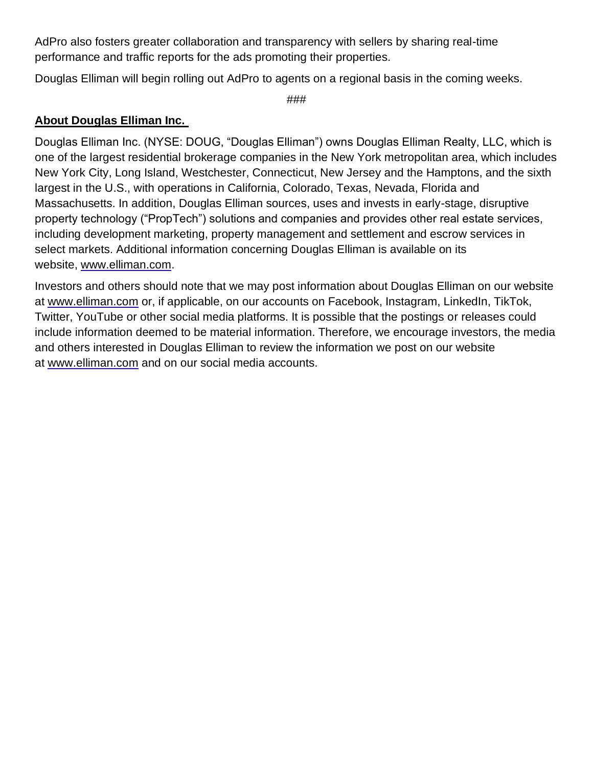AdPro also fosters greater collaboration and transparency with sellers by sharing real-time performance and traffic reports for the ads promoting their properties.

Douglas Elliman will begin rolling out AdPro to agents on a regional basis in the coming weeks.

###

**About Douglas Elliman Inc.**

Douglas Elliman Inc. (NYSE: DOUG, "Douglas Elliman") owns Douglas Elliman Realty, LLC, which is one of the largest residential brokerage companies in the New York metropolitan area, which includes New York City, Long Island, Westchester, Connecticut, New Jersey and the Hamptons, and the sixth largest in the U.S., with operations in California, Colorado, Texas, Nevada, Florida and Massachusetts. In addition, Douglas Elliman sources, uses and invests in early-stage, disruptive property technology ("PropTech") solutions and companies and provides other real estate services, including development marketing, property management and settlement and escrow services in select markets. Additional information concerning Douglas Elliman is available on its website, www.elliman.com.

Investors and others should note that we may post information about Douglas Elliman on our website at www.elliman.com or, if applicable, on our accounts on Facebook, Instagram, LinkedIn, TikTok, Twitter, YouTube or other social media platforms. It is possible that the postings or releases could include information deemed to be material information. Therefore, we encourage investors, the media and others interested in Douglas Elliman to review the information we post on our website at www.elliman.com and on our social media accounts.